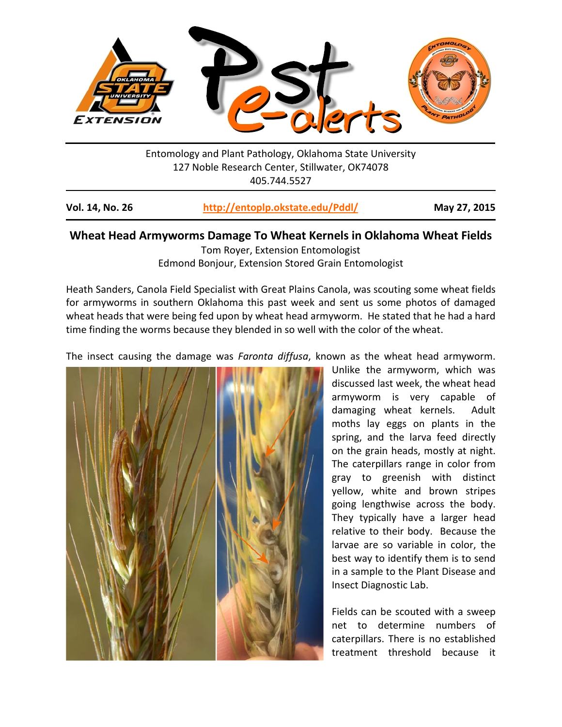Entomology and Plant Pathology, Oklahoma State University
127 Noble Research Center, Stillwater, OK74078
405.744.5527

**Vol. 14, No. 26** | **http://entoplp.okstate.edu/Pddl/** | **May 27, 2015**

## Wheat Head Armyworms Damage To Wheat Kernels in Oklahoma Wheat Fields

Tom Royer, Extension Entomologist
Edmond Bonjour, Extension Stored Grain Entomologist

Heath Sanders, Canola Field Specialist with Great Plains Canola, was scouting some wheat fields for armyworms in southern Oklahoma this past week and sent us some photos of damaged wheat heads that were being fed upon by wheat head armyworm. He stated that he had a hard time finding the worms because they blended in so well with the color of the wheat.

The insect causing the damage was *Faronta diffusa*, known as the wheat head armyworm. Unlike the armyworm, which was discussed last week, the wheat head armyworm is very capable of damaging wheat kernels. Adult moths lay eggs on plants in the spring, and the larva feed directly on the grain heads, mostly at night. The caterpillars range in color from gray to greenish with distinct yellow, white and brown stripes going lengthwise across the body. They typically have a larger head relative to their body. Because the larvae are so variable in color, the best way to identify them is to send in a sample to the Plant Disease and Insect Diagnostic Lab.

Fields can be scouted with a sweep net to determine numbers of caterpillars. There is no established treatment threshold because it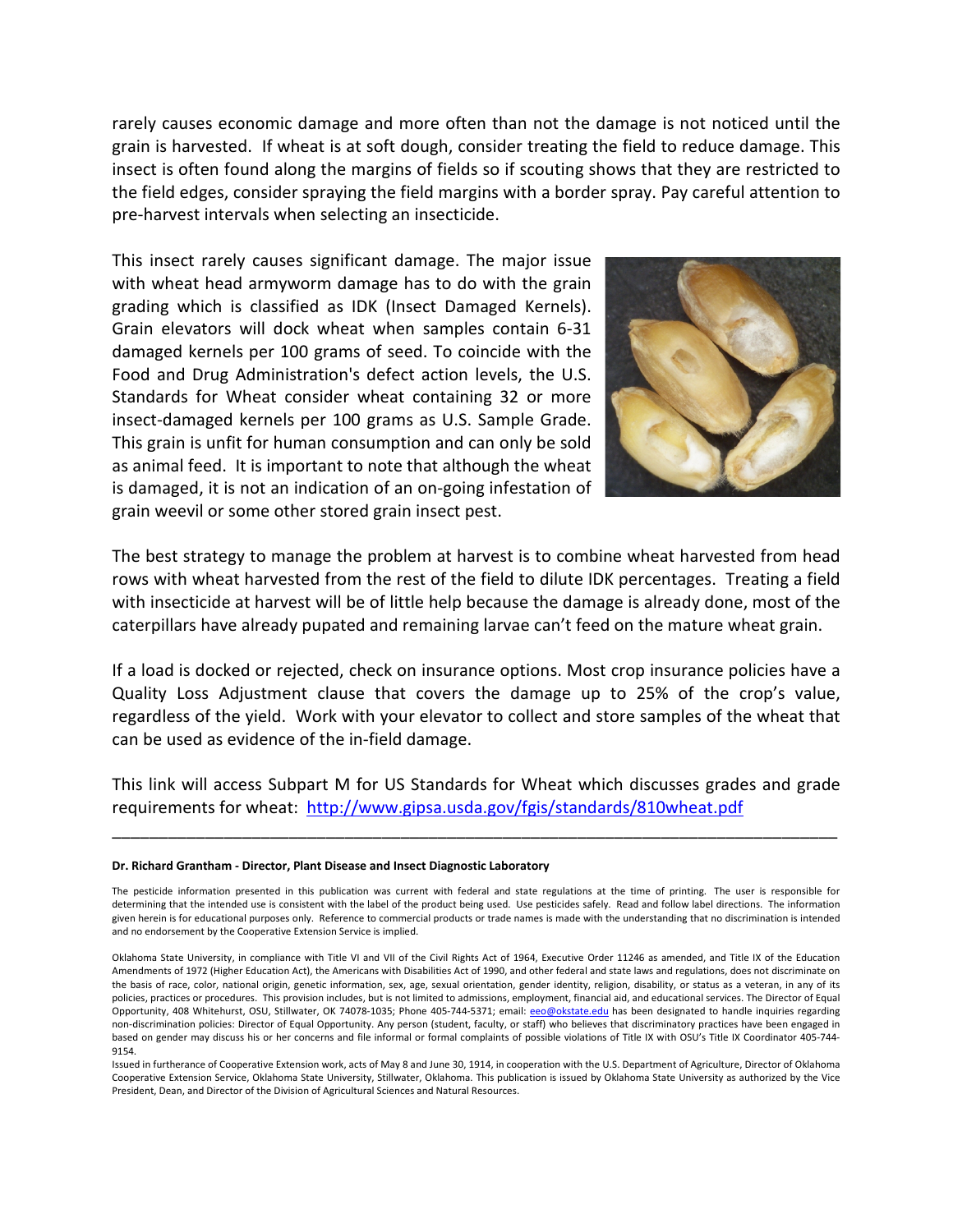rarely causes economic damage and more often than not the damage is not noticed until the grain is harvested. If wheat is at soft dough, consider treating the field to reduce damage. This insect is often found along the margins of fields so if scouting shows that they are restricted to the field edges, consider spraying the field margins with a border spray. Pay careful attention to pre-harvest intervals when selecting an insecticide.

This insect rarely causes significant damage. The major issue with wheat head armyworm damage has to do with the grain grading which is classified as IDK (Insect Damaged Kernels). Grain elevators will dock wheat when samples contain 6-31 damaged kernels per 100 grams of seed. To coincide with the Food and Drug Administration's defect action levels, the U.S. Standards for Wheat consider wheat containing 32 or more insect-damaged kernels per 100 grams as U.S. Sample Grade. This grain is unfit for human consumption and can only be sold as animal feed. It is important to note that although the wheat is damaged, it is not an indication of an on-going infestation of grain weevil or some other stored grain insect pest.

The best strategy to manage the problem at harvest is to combine wheat harvested from head rows with wheat harvested from the rest of the field to dilute IDK percentages. Treating a field with insecticide at harvest will be of little help because the damage is already done, most of the caterpillars have already pupated and remaining larvae can't feed on the mature wheat grain.

If a load is docked or rejected, check on insurance options. Most crop insurance policies have a Quality Loss Adjustment clause that covers the damage up to 25% of the crop's value, regardless of the yield. Work with your elevator to collect and store samples of the wheat that can be used as evidence of the in-field damage.

This link will access Subpart M for US Standards for Wheat which discusses grades and grade requirements for wheat: http://www.gipsa.usda.gov/fgis/standards/810wheat.pdf

---

**Dr. Richard Grantham - Director, Plant Disease and Insect Diagnostic Laboratory**

The pesticide information presented in this publication was current with federal and state regulations at the time of printing. The user is responsible for determining that the intended use is consistent with the label of the product being used. Use pesticides safely. Read and follow label directions. The information given herein is for educational purposes only. Reference to commercial products or trade names is made with the understanding that no discrimination is intended and no endorsement by the Cooperative Extension Service is implied.

Oklahoma State University, in compliance with Title VI and VII of the Civil Rights Act of 1964, Executive Order 11246 as amended, and Title IX of the Education Amendments of 1972 (Higher Education Act), the Americans with Disabilities Act of 1990, and other federal and state laws and regulations, does not discriminate on the basis of race, color, national origin, genetic information, sex, age, sexual orientation, gender identity, religion, disability, or status as a veteran, in any of its policies, practices or procedures. This provision includes, but is not limited to admissions, employment, financial aid, and educational services. The Director of Equal Opportunity, 408 Whitehurst, OSU, Stillwater, OK 74078-1035; Phone 405-744-5371; email: eeo@okstate.edu has been designated to handle inquiries regarding non-discrimination policies: Director of Equal Opportunity. Any person (student, faculty, or staff) who believes that discriminatory practices have been engaged in based on gender may discuss his or her concerns and file informal or formal complaints of possible violations of Title IX with OSU's Title IX Coordinator 405-744-9154.

Issued in furtherance of Cooperative Extension work, acts of May 8 and June 30, 1914, in cooperation with the U.S. Department of Agriculture, Director of Oklahoma Cooperative Extension Service, Oklahoma State University, Stillwater, Oklahoma. This publication is issued by Oklahoma State University as authorized by the Vice President, Dean, and Director of the Division of Agricultural Sciences and Natural Resources.